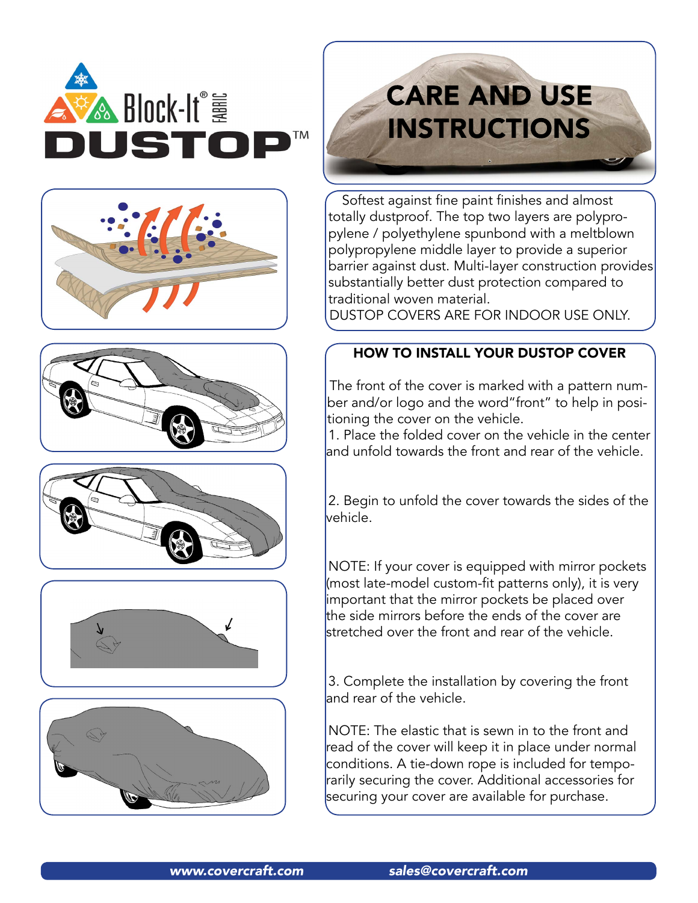Block-It® FABRIC

# DUSTOP™

# CARE AND USE INSTRUCTIONS

Softest against fine paint finishes and almost totally dustproof. The top two layers are polypropylene / polyethylene spunbond with a meltblown polypropylene middle layer to provide a superior barrier against dust. Multi-layer construction provides substantially better dust protection compared to traditional woven material.
DUSTOP COVERS ARE FOR INDOOR USE ONLY.

## HOW TO INSTALL YOUR DUSTOP COVER

The front of the cover is marked with a pattern number and/or logo and the word"front" to help in positioning the cover on the vehicle.

1. Place the folded cover on the vehicle in the center and unfold towards the front and rear of the vehicle.

2. Begin to unfold the cover towards the sides of the vehicle.

NOTE: If your cover is equipped with mirror pockets (most late-model custom-fit patterns only), it is very important that the mirror pockets be placed over the side mirrors before the ends of the cover are stretched over the front and rear of the vehicle.

3. Complete the installation by covering the front and rear of the vehicle.

NOTE: The elastic that is sewn in to the front and read of the cover will keep it in place under normal conditions. A tie-down rope is included for temporarily securing the cover. Additional accessories for securing your cover are available for purchase.

*www.covercraft.com* *sales@covercraft.com*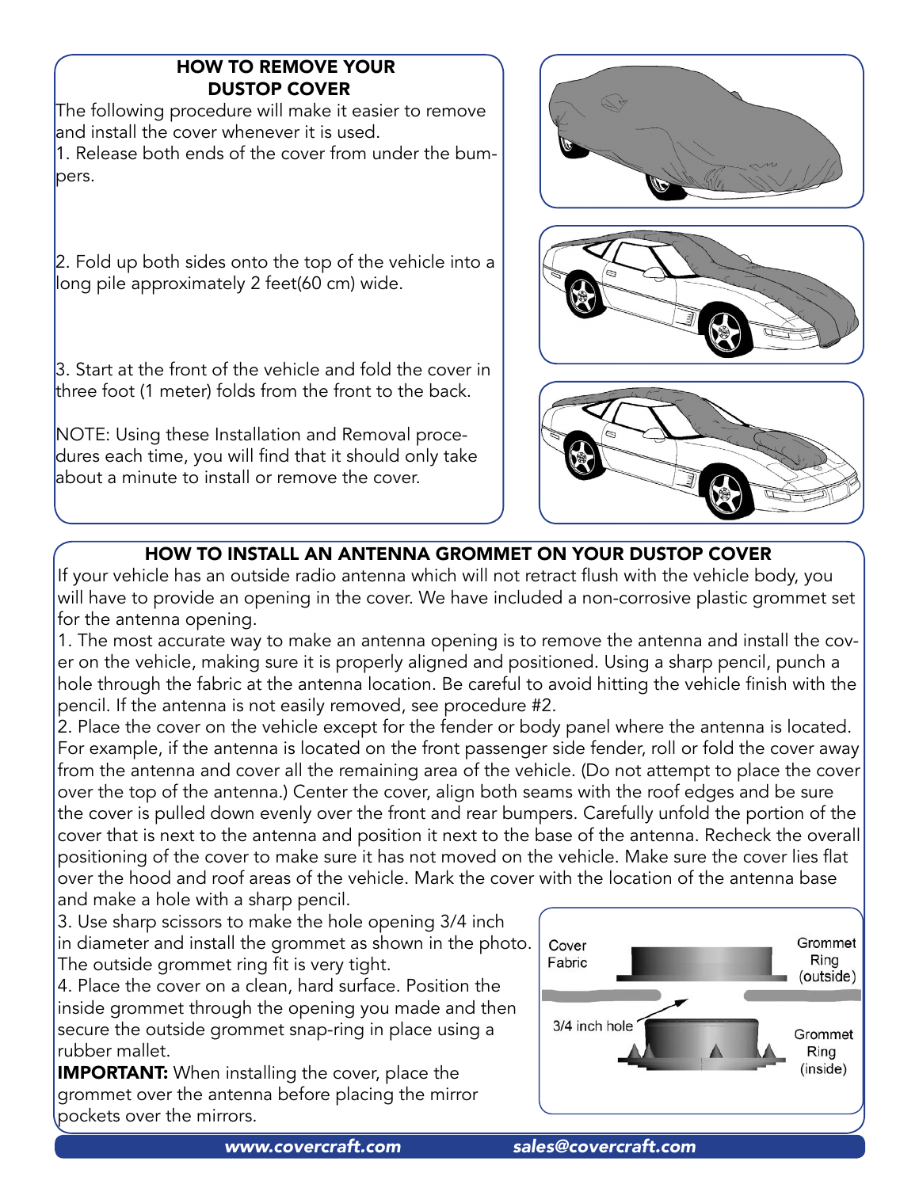## HOW TO REMOVE YOUR DUSTOP COVER

The following procedure will make it easier to remove and install the cover whenever it is used.

1. Release both ends of the cover from under the bumpers.

2. Fold up both sides onto the top of the vehicle into a long pile approximately 2 feet(60 cm) wide.

3. Start at the front of the vehicle and fold the cover in three foot (1 meter) folds from the front to the back.

NOTE: Using these Installation and Removal procedures each time, you will find that it should only take about a minute to install or remove the cover.

## HOW TO INSTALL AN ANTENNA GROMMET ON YOUR DUSTOP COVER

If your vehicle has an outside radio antenna which will not retract flush with the vehicle body, you will have to provide an opening in the cover. We have included a non-corrosive plastic grommet set for the antenna opening.

1. The most accurate way to make an antenna opening is to remove the antenna and install the cover on the vehicle, making sure it is properly aligned and positioned. Using a sharp pencil, punch a hole through the fabric at the antenna location. Be careful to avoid hitting the vehicle finish with the pencil. If the antenna is not easily removed, see procedure #2.

2. Place the cover on the vehicle except for the fender or body panel where the antenna is located. For example, if the antenna is located on the front passenger side fender, roll or fold the cover away from the antenna and cover all the remaining area of the vehicle. (Do not attempt to place the cover over the top of the antenna.) Center the cover, align both seams with the roof edges and be sure the cover is pulled down evenly over the front and rear bumpers. Carefully unfold the portion of the cover that is next to the antenna and position it next to the base of the antenna. Recheck the overall positioning of the cover to make sure it has not moved on the vehicle. Make sure the cover lies flat over the hood and roof areas of the vehicle. Mark the cover with the location of the antenna base and make a hole with a sharp pencil.

3. Use sharp scissors to make the hole opening 3/4 inch in diameter and install the grommet as shown in the photo. The outside grommet ring fit is very tight.

4. Place the cover on a clean, hard surface. Position the inside grommet through the opening you made and then secure the outside grommet snap-ring in place using a rubber mallet.

**IMPORTANT:** When installing the cover, place the grommet over the antenna before placing the mirror pockets over the mirrors.

Cover Fabric — Grommet Ring (outside) — 3/4 inch hole — Grommet Ring (inside)

*www.covercraft.com* *sales@covercraft.com*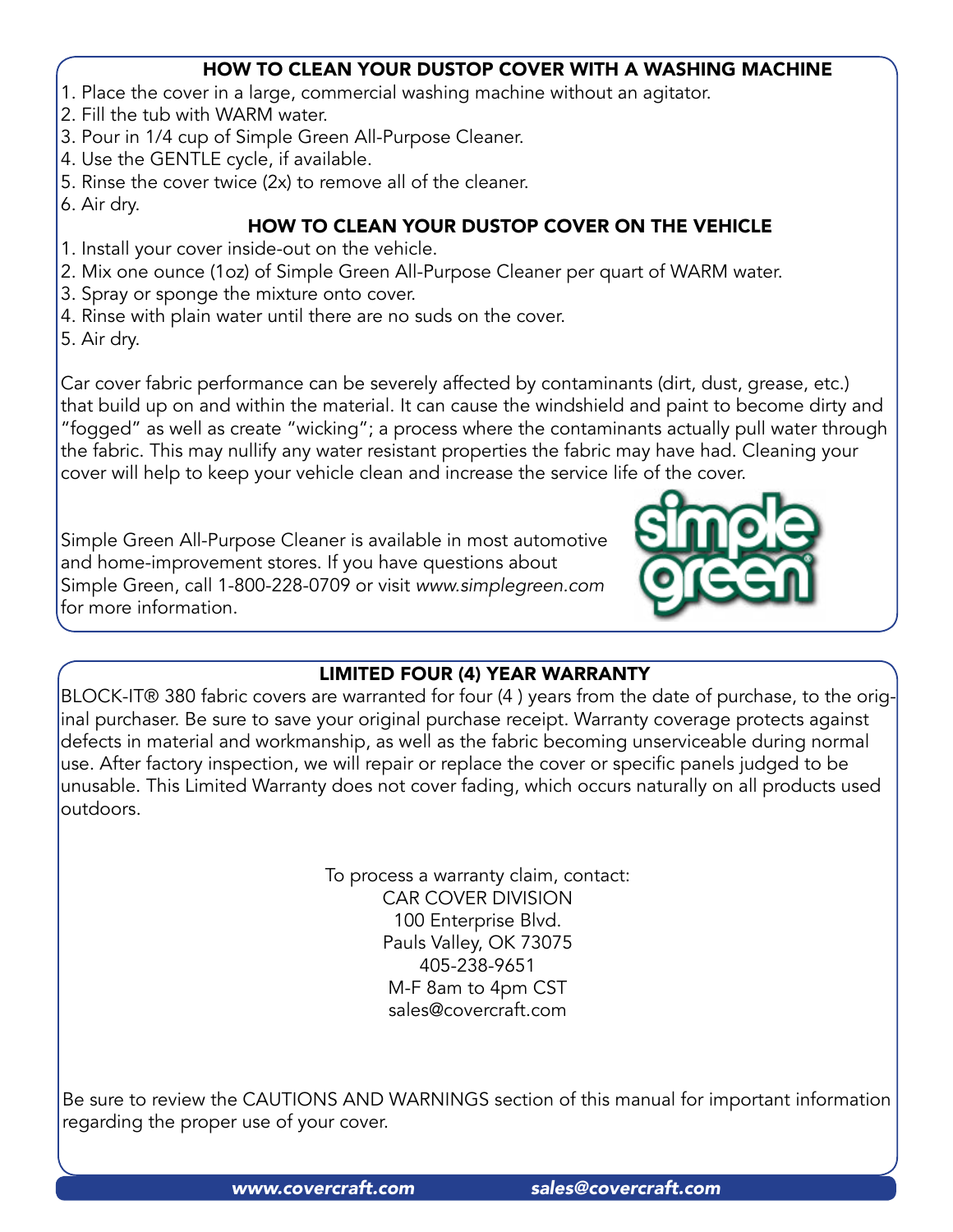## HOW TO CLEAN YOUR DUSTOP COVER WITH A WASHING MACHINE

1. Place the cover in a large, commercial washing machine without an agitator.
2. Fill the tub with WARM water.
3. Pour in 1/4 cup of Simple Green All-Purpose Cleaner.
4. Use the GENTLE cycle, if available.
5. Rinse the cover twice (2x) to remove all of the cleaner.
6. Air dry.

## HOW TO CLEAN YOUR DUSTOP COVER ON THE VEHICLE

1. Install your cover inside-out on the vehicle.
2. Mix one ounce (1oz) of Simple Green All-Purpose Cleaner per quart of WARM water.
3. Spray or sponge the mixture onto cover.
4. Rinse with plain water until there are no suds on the cover.
5. Air dry.

Car cover fabric performance can be severely affected by contaminants (dirt, dust, grease, etc.) that build up on and within the material. It can cause the windshield and paint to become dirty and "fogged" as well as create "wicking"; a process where the contaminants actually pull water through the fabric. This may nullify any water resistant properties the fabric may have had. Cleaning your cover will help to keep your vehicle clean and increase the service life of the cover.

Simple Green All-Purpose Cleaner is available in most automotive and home-improvement stores. If you have questions about Simple Green, call 1-800-228-0709 or visit *www.simplegreen.com* for more information.

simple green®

## LIMITED FOUR (4) YEAR WARRANTY

BLOCK-IT® 380 fabric covers are warranted for four (4 ) years from the date of purchase, to the original purchaser. Be sure to save your original purchase receipt. Warranty coverage protects against defects in material and workmanship, as well as the fabric becoming unserviceable during normal use. After factory inspection, we will repair or replace the cover or specific panels judged to be unusable. This Limited Warranty does not cover fading, which occurs naturally on all products used outdoors.

To process a warranty claim, contact:
CAR COVER DIVISION
100 Enterprise Blvd.
Pauls Valley, OK 73075
405-238-9651
M-F 8am to 4pm CST
sales@covercraft.com

Be sure to review the CAUTIONS AND WARNINGS section of this manual for important information regarding the proper use of your cover.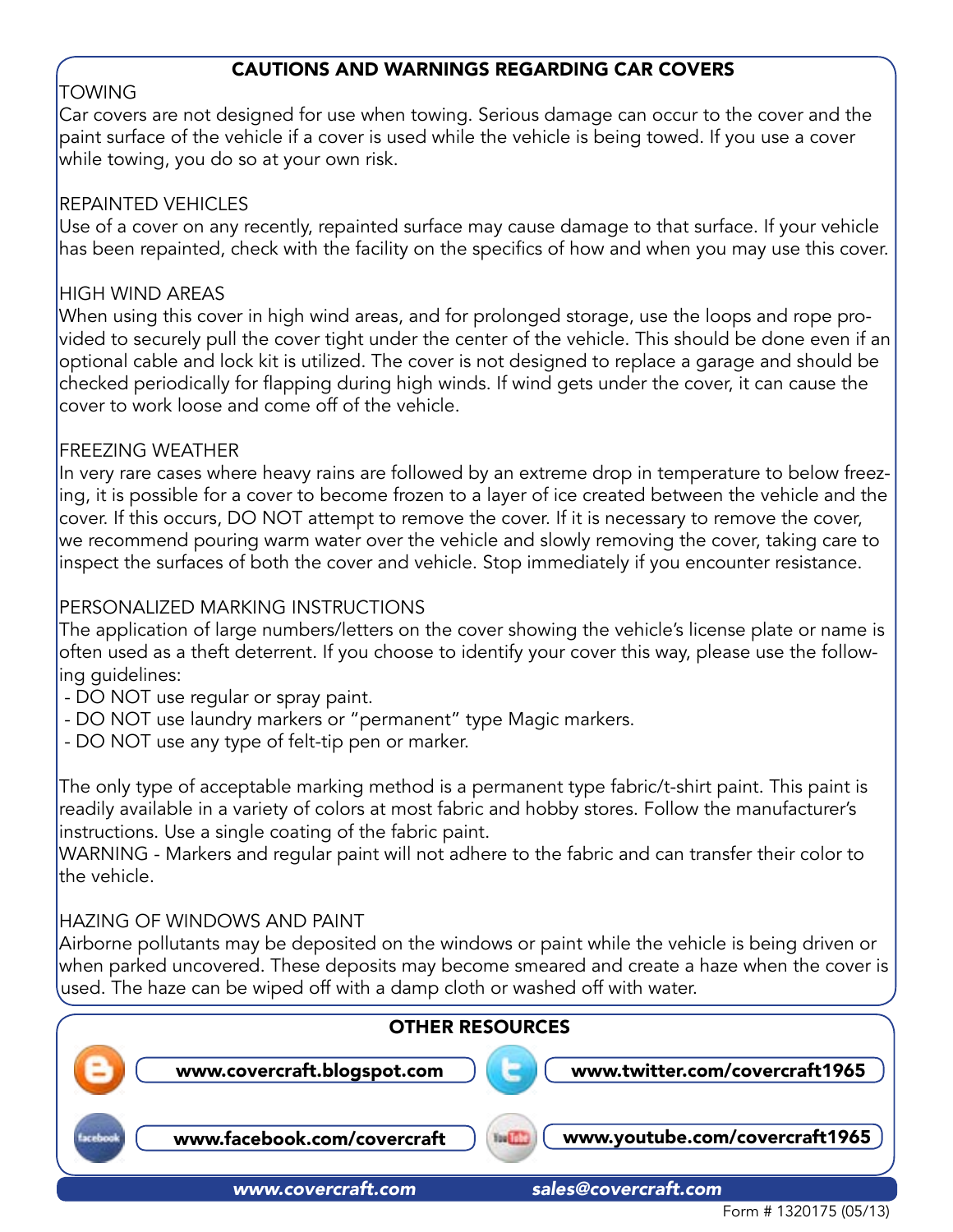## CAUTIONS AND WARNINGS REGARDING CAR COVERS

### TOWING

Car covers are not designed for use when towing. Serious damage can occur to the cover and the paint surface of the vehicle if a cover is used while the vehicle is being towed. If you use a cover while towing, you do so at your own risk.

### REPAINTED VEHICLES

Use of a cover on any recently, repainted surface may cause damage to that surface. If your vehicle has been repainted, check with the facility on the specifics of how and when you may use this cover.

### HIGH WIND AREAS

When using this cover in high wind areas, and for prolonged storage, use the loops and rope provided to securely pull the cover tight under the center of the vehicle. This should be done even if an optional cable and lock kit is utilized. The cover is not designed to replace a garage and should be checked periodically for flapping during high winds. If wind gets under the cover, it can cause the cover to work loose and come off of the vehicle.

### FREEZING WEATHER

In very rare cases where heavy rains are followed by an extreme drop in temperature to below freezing, it is possible for a cover to become frozen to a layer of ice created between the vehicle and the cover. If this occurs, DO NOT attempt to remove the cover. If it is necessary to remove the cover, we recommend pouring warm water over the vehicle and slowly removing the cover, taking care to inspect the surfaces of both the cover and vehicle. Stop immediately if you encounter resistance.

### PERSONALIZED MARKING INSTRUCTIONS

The application of large numbers/letters on the cover showing the vehicle's license plate or name is often used as a theft deterrent. If you choose to identify your cover this way, please use the following guidelines:

- DO NOT use regular or spray paint.
- DO NOT use laundry markers or "permanent" type Magic markers.
- DO NOT use any type of felt-tip pen or marker.

The only type of acceptable marking method is a permanent type fabric/t-shirt paint. This paint is readily available in a variety of colors at most fabric and hobby stores. Follow the manufacturer's instructions. Use a single coating of the fabric paint.

WARNING - Markers and regular paint will not adhere to the fabric and can transfer their color to the vehicle.

### HAZING OF WINDOWS AND PAINT

Airborne pollutants may be deposited on the windows or paint while the vehicle is being driven or when parked uncovered. These deposits may become smeared and create a haze when the cover is used. The haze can be wiped off with a damp cloth or washed off with water.

## OTHER RESOURCES

**www.covercraft.blogspot.com**

**www.twitter.com/covercraft1965**

**www.facebook.com/covercraft**

**www.youtube.com/covercraft1965**

***www.covercraft.com*** ***sales@covercraft.com***

Form # 1320175 (05/13)